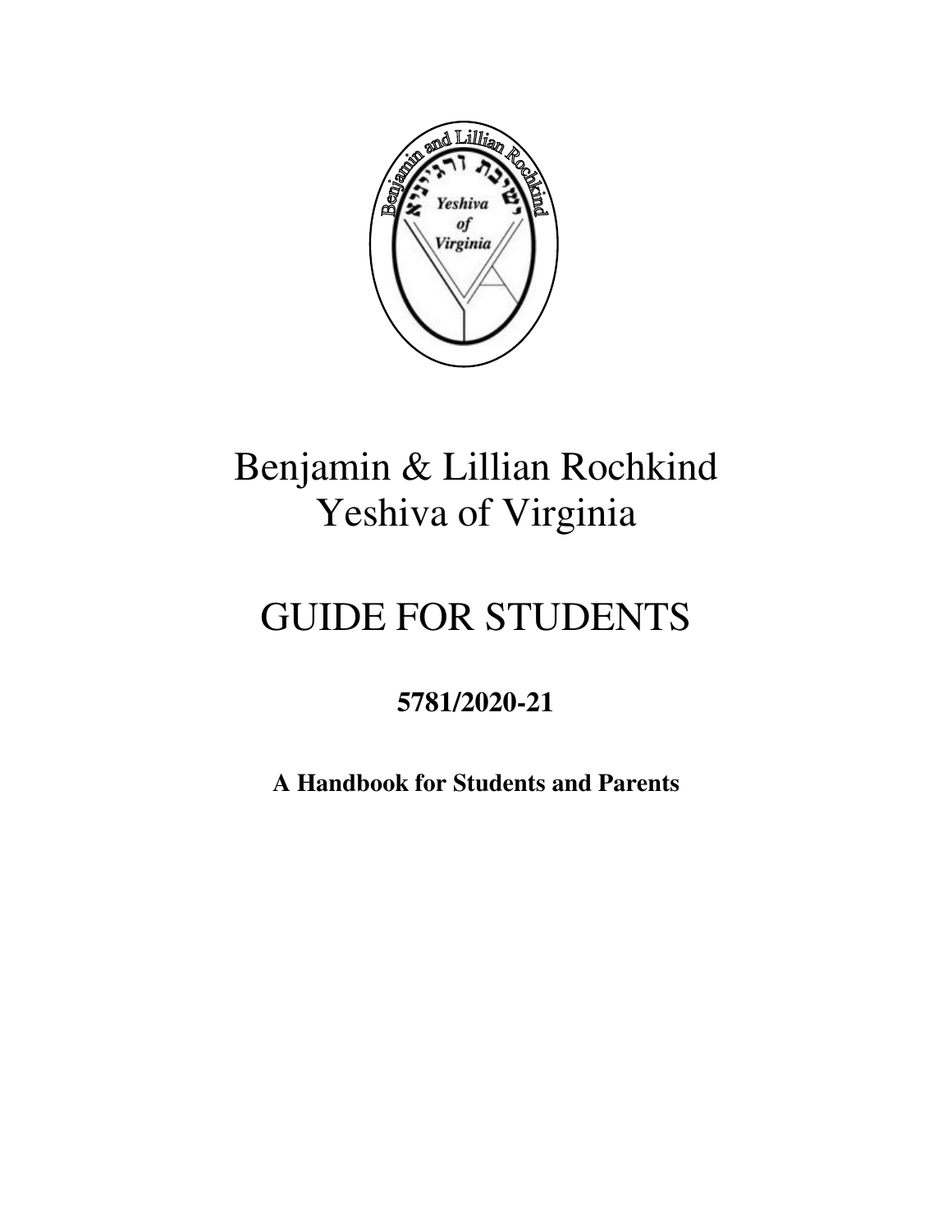# Benjamin & Lillian Rochkind Yeshiva of Virginia

# GUIDE FOR STUDENTS

**5781/2020-21**

**A Handbook for Students and Parents**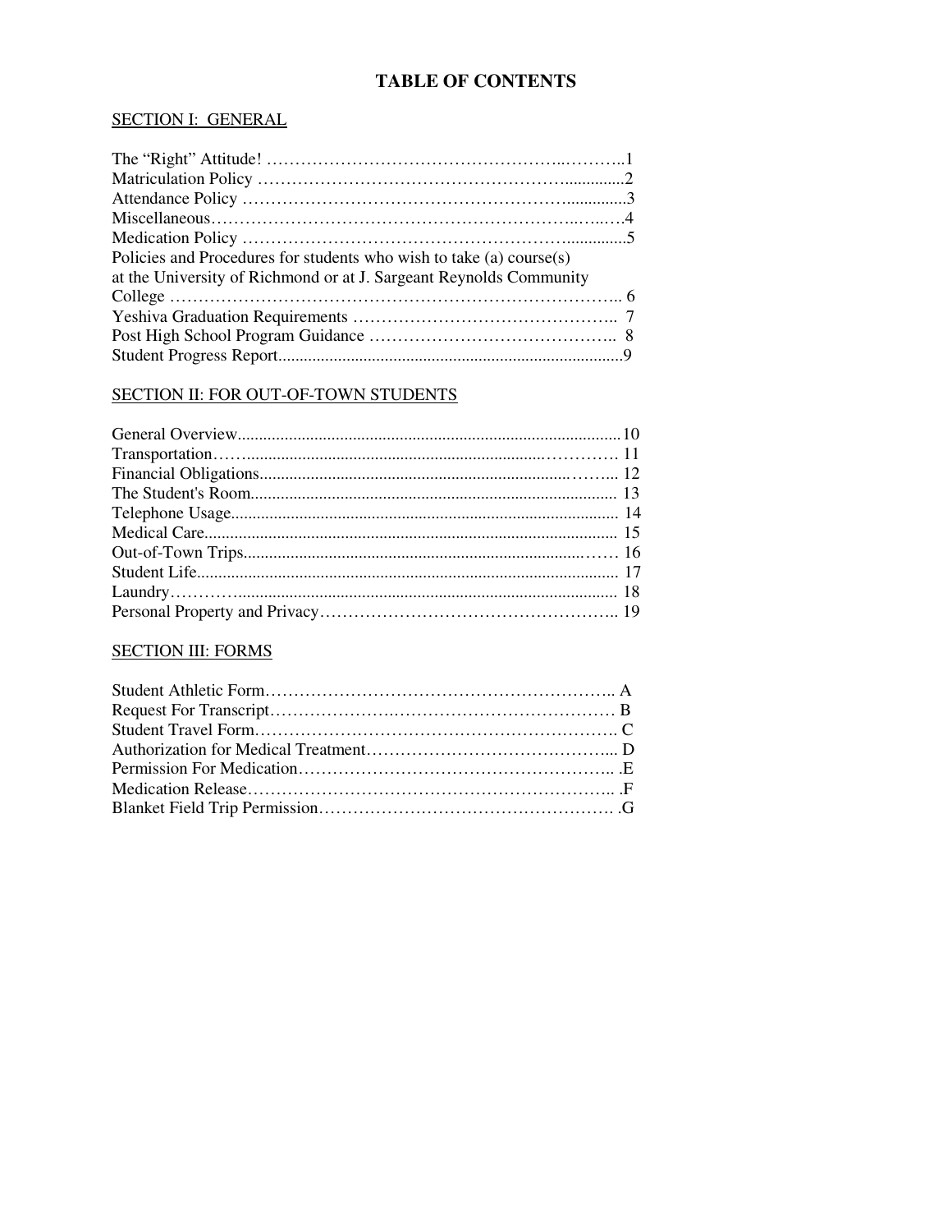# TABLE OF CONTENTS

## SECTION I: GENERAL

The "Right" Attitude! ..........1
Matriculation Policy ..........2
Attendance Policy ..........3
Miscellaneous..........4
Medication Policy ..........5
Policies and Procedures for students who wish to take (a) course(s) at the University of Richmond or at J. Sargeant Reynolds Community College .......... 6
Yeshiva Graduation Requirements .......... 7
Post High School Program Guidance .......... 8
Student Progress Report..........9

## SECTION II: FOR OUT-OF-TOWN STUDENTS

General Overview..........10
Transportation.......... 11
Financial Obligations.......... 12
The Student's Room.......... 13
Telephone Usage.......... 14
Medical Care.......... 15
Out-of-Town Trips.......... 16
Student Life.......... 17
Laundry.......... 18
Personal Property and Privacy.......... 19

## SECTION III: FORMS

Student Athletic Form.......... A
Request For Transcript.......... B
Student Travel Form.......... C
Authorization for Medical Treatment.......... D
Permission For Medication.......... .E
Medication Release.......... .F
Blanket Field Trip Permission.......... .G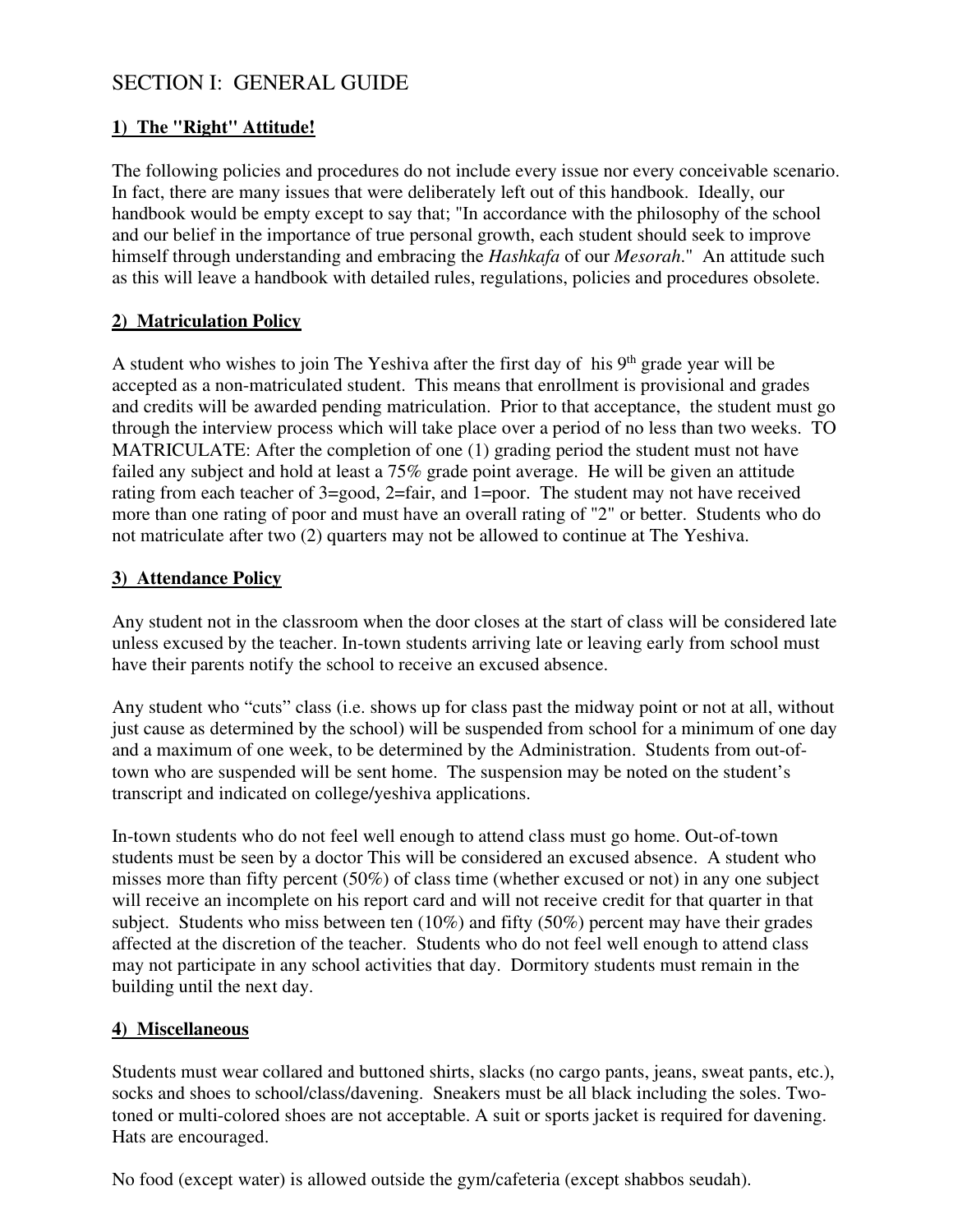# SECTION I: GENERAL GUIDE

## 1) The "Right" Attitude!

The following policies and procedures do not include every issue nor every conceivable scenario. In fact, there are many issues that were deliberately left out of this handbook. Ideally, our handbook would be empty except to say that; "In accordance with the philosophy of the school and our belief in the importance of true personal growth, each student should seek to improve himself through understanding and embracing the *Hashkafa* of our *Mesorah*." An attitude such as this will leave a handbook with detailed rules, regulations, policies and procedures obsolete.

## 2) Matriculation Policy

A student who wishes to join The Yeshiva after the first day of his 9th grade year will be accepted as a non-matriculated student. This means that enrollment is provisional and grades and credits will be awarded pending matriculation. Prior to that acceptance, the student must go through the interview process which will take place over a period of no less than two weeks. TO MATRICULATE: After the completion of one (1) grading period the student must not have failed any subject and hold at least a 75% grade point average. He will be given an attitude rating from each teacher of 3=good, 2=fair, and 1=poor. The student may not have received more than one rating of poor and must have an overall rating of "2" or better. Students who do not matriculate after two (2) quarters may not be allowed to continue at The Yeshiva.

## 3) Attendance Policy

Any student not in the classroom when the door closes at the start of class will be considered late unless excused by the teacher. In-town students arriving late or leaving early from school must have their parents notify the school to receive an excused absence.

Any student who "cuts" class (i.e. shows up for class past the midway point or not at all, without just cause as determined by the school) will be suspended from school for a minimum of one day and a maximum of one week, to be determined by the Administration. Students from out-of-town who are suspended will be sent home. The suspension may be noted on the student's transcript and indicated on college/yeshiva applications.

In-town students who do not feel well enough to attend class must go home. Out-of-town students must be seen by a doctor This will be considered an excused absence. A student who misses more than fifty percent (50%) of class time (whether excused or not) in any one subject will receive an incomplete on his report card and will not receive credit for that quarter in that subject. Students who miss between ten (10%) and fifty (50%) percent may have their grades affected at the discretion of the teacher. Students who do not feel well enough to attend class may not participate in any school activities that day. Dormitory students must remain in the building until the next day.

## 4) Miscellaneous

Students must wear collared and buttoned shirts, slacks (no cargo pants, jeans, sweat pants, etc.), socks and shoes to school/class/davening. Sneakers must be all black including the soles. Two-toned or multi-colored shoes are not acceptable. A suit or sports jacket is required for davening. Hats are encouraged.

No food (except water) is allowed outside the gym/cafeteria (except shabbos seudah).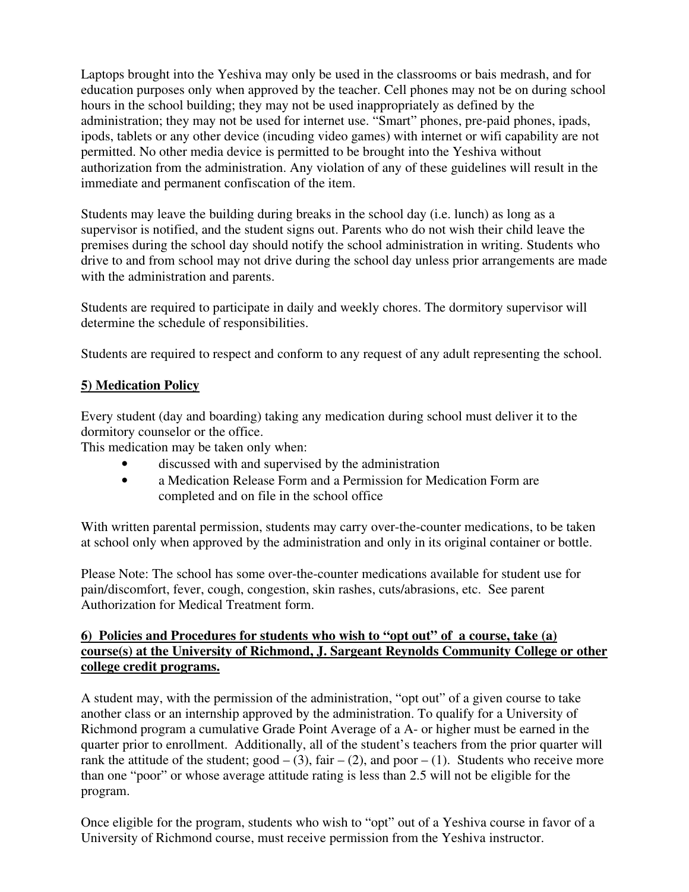Laptops brought into the Yeshiva may only be used in the classrooms or bais medrash, and for education purposes only when approved by the teacher. Cell phones may not be on during school hours in the school building; they may not be used inappropriately as defined by the administration; they may not be used for internet use. "Smart" phones, pre-paid phones, ipads, ipods, tablets or any other device (incuding video games) with internet or wifi capability are not permitted. No other media device is permitted to be brought into the Yeshiva without authorization from the administration. Any violation of any of these guidelines will result in the immediate and permanent confiscation of the item.

Students may leave the building during breaks in the school day (i.e. lunch) as long as a supervisor is notified, and the student signs out. Parents who do not wish their child leave the premises during the school day should notify the school administration in writing. Students who drive to and from school may not drive during the school day unless prior arrangements are made with the administration and parents.

Students are required to participate in daily and weekly chores. The dormitory supervisor will determine the schedule of responsibilities.

Students are required to respect and conform to any request of any adult representing the school.

## <u>5) Medication Policy</u>

Every student (day and boarding) taking any medication during school must deliver it to the dormitory counselor or the office.
This medication may be taken only when:

- discussed with and supervised by the administration
- a Medication Release Form and a Permission for Medication Form are completed and on file in the school office

With written parental permission, students may carry over-the-counter medications, to be taken at school only when approved by the administration and only in its original container or bottle.

Please Note: The school has some over-the-counter medications available for student use for pain/discomfort, fever, cough, congestion, skin rashes, cuts/abrasions, etc. See parent Authorization for Medical Treatment form.

## <u>6) Policies and Procedures for students who wish to "opt out" of a course, take (a) course(s) at the University of Richmond, J. Sargeant Reynolds Community College or other college credit programs.</u>

A student may, with the permission of the administration, "opt out" of a given course to take another class or an internship approved by the administration. To qualify for a University of Richmond program a cumulative Grade Point Average of a A- or higher must be earned in the quarter prior to enrollment. Additionally, all of the student's teachers from the prior quarter will rank the attitude of the student; good – (3), fair – (2), and poor – (1). Students who receive more than one "poor" or whose average attitude rating is less than 2.5 will not be eligible for the program.

Once eligible for the program, students who wish to "opt" out of a Yeshiva course in favor of a University of Richmond course, must receive permission from the Yeshiva instructor.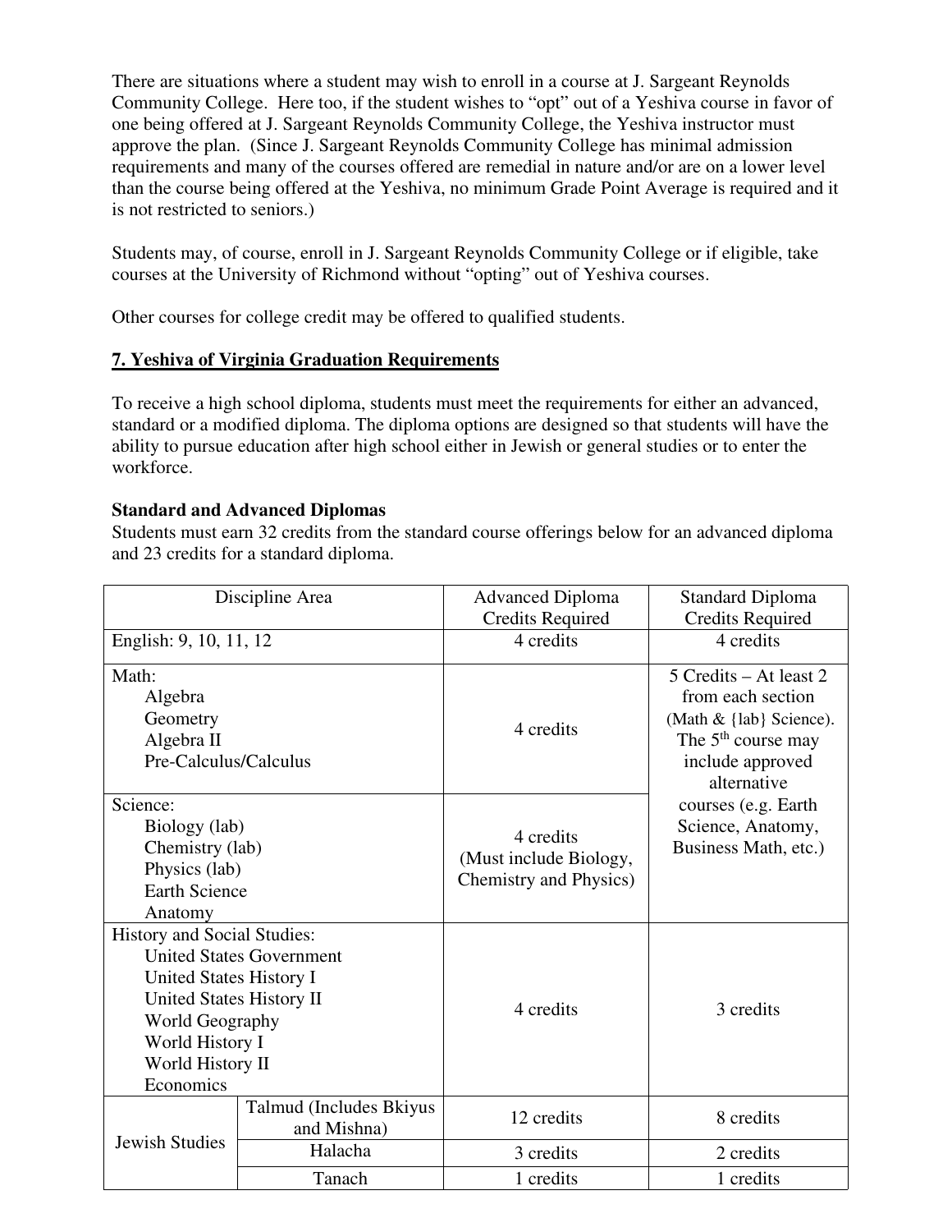There are situations where a student may wish to enroll in a course at J. Sargeant Reynolds Community College. Here too, if the student wishes to "opt" out of a Yeshiva course in favor of one being offered at J. Sargeant Reynolds Community College, the Yeshiva instructor must approve the plan. (Since J. Sargeant Reynolds Community College has minimal admission requirements and many of the courses offered are remedial in nature and/or are on a lower level than the course being offered at the Yeshiva, no minimum Grade Point Average is required and it is not restricted to seniors.)

Students may, of course, enroll in J. Sargeant Reynolds Community College or if eligible, take courses at the University of Richmond without "opting" out of Yeshiva courses.

Other courses for college credit may be offered to qualified students.

## 7. Yeshiva of Virginia Graduation Requirements

To receive a high school diploma, students must meet the requirements for either an advanced, standard or a modified diploma. The diploma options are designed so that students will have the ability to pursue education after high school either in Jewish or general studies or to enter the workforce.

### Standard and Advanced Diplomas

Students must earn 32 credits from the standard course offerings below for an advanced diploma and 23 credits for a standard diploma.

| Discipline Area | | Advanced Diploma Credits Required | Standard Diploma Credits Required |
|---|---|---|---|
| English: 9, 10, 11, 12 | | 4 credits | 4 credits |
| Math: Algebra, Geometry, Algebra II, Pre-Calculus/Calculus | | 4 credits | 5 Credits – At least 2 from each section (Math & {lab} Science). The 5th course may include approved alternative courses (e.g. Earth Science, Anatomy, Business Math, etc.) |
| Science: Biology (lab), Chemistry (lab), Physics (lab), Earth Science, Anatomy | | 4 credits (Must include Biology, Chemistry and Physics) | |
| History and Social Studies: United States Government, United States History I, United States History II, World Geography, World History I, World History II, Economics | | 4 credits | 3 credits |
| Jewish Studies | Talmud (Includes Bkiyus and Mishna) | 12 credits | 8 credits |
| | Halacha | 3 credits | 2 credits |
| | Tanach | 1 credits | 1 credits |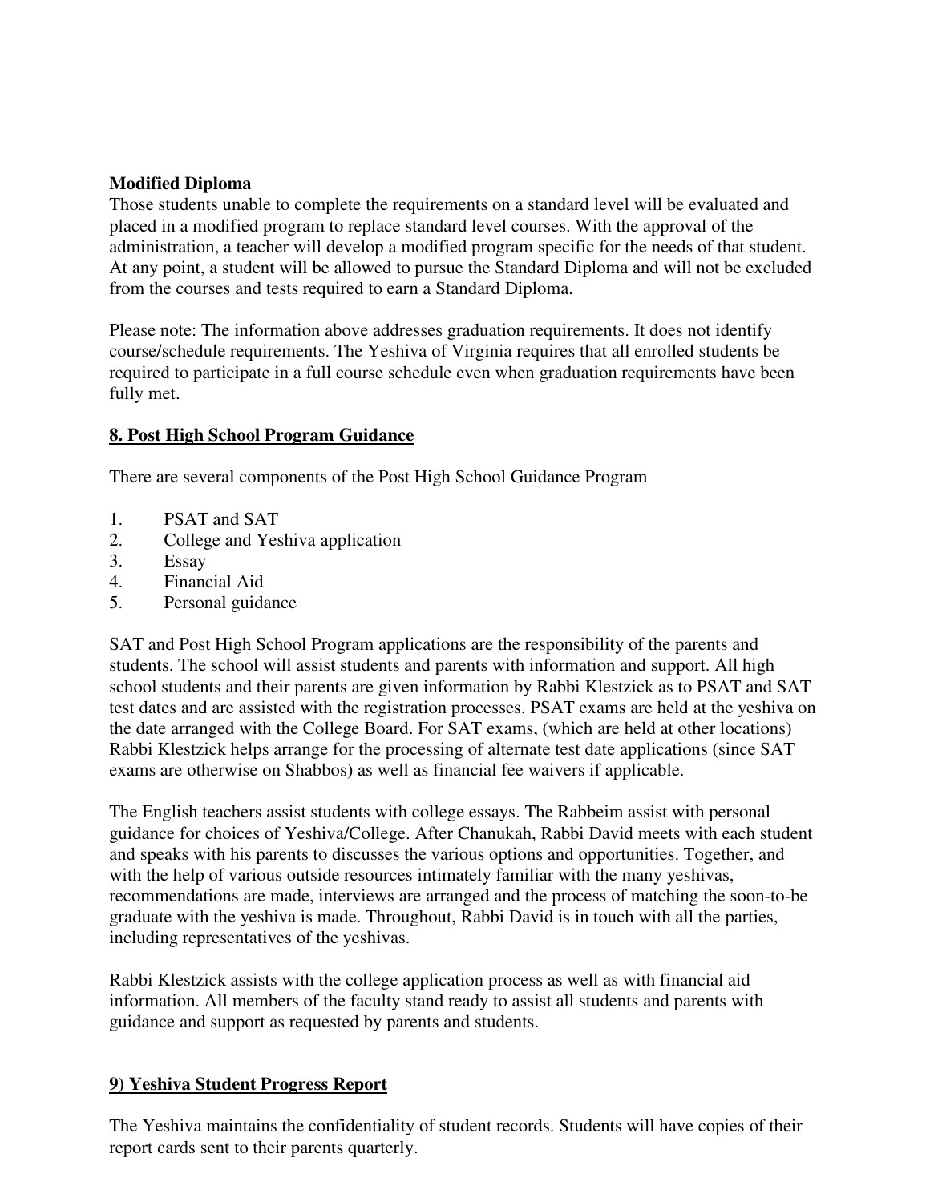**Modified Diploma**

Those students unable to complete the requirements on a standard level will be evaluated and placed in a modified program to replace standard level courses. With the approval of the administration, a teacher will develop a modified program specific for the needs of that student. At any point, a student will be allowed to pursue the Standard Diploma and will not be excluded from the courses and tests required to earn a Standard Diploma.

Please note: The information above addresses graduation requirements. It does not identify course/schedule requirements. The Yeshiva of Virginia requires that all enrolled students be required to participate in a full course schedule even when graduation requirements have been fully met.

## 8. Post High School Program Guidance

There are several components of the Post High School Guidance Program

1. PSAT and SAT
2. College and Yeshiva application
3. Essay
4. Financial Aid
5. Personal guidance

SAT and Post High School Program applications are the responsibility of the parents and students. The school will assist students and parents with information and support. All high school students and their parents are given information by Rabbi Klestzick as to PSAT and SAT test dates and are assisted with the registration processes. PSAT exams are held at the yeshiva on the date arranged with the College Board. For SAT exams, (which are held at other locations) Rabbi Klestzick helps arrange for the processing of alternate test date applications (since SAT exams are otherwise on Shabbos) as well as financial fee waivers if applicable.

The English teachers assist students with college essays. The Rabbeim assist with personal guidance for choices of Yeshiva/College. After Chanukah, Rabbi David meets with each student and speaks with his parents to discusses the various options and opportunities. Together, and with the help of various outside resources intimately familiar with the many yeshivas, recommendations are made, interviews are arranged and the process of matching the soon-to-be graduate with the yeshiva is made. Throughout, Rabbi David is in touch with all the parties, including representatives of the yeshivas.

Rabbi Klestzick assists with the college application process as well as with financial aid information. All members of the faculty stand ready to assist all students and parents with guidance and support as requested by parents and students.

## 9) Yeshiva Student Progress Report

The Yeshiva maintains the confidentiality of student records. Students will have copies of their report cards sent to their parents quarterly.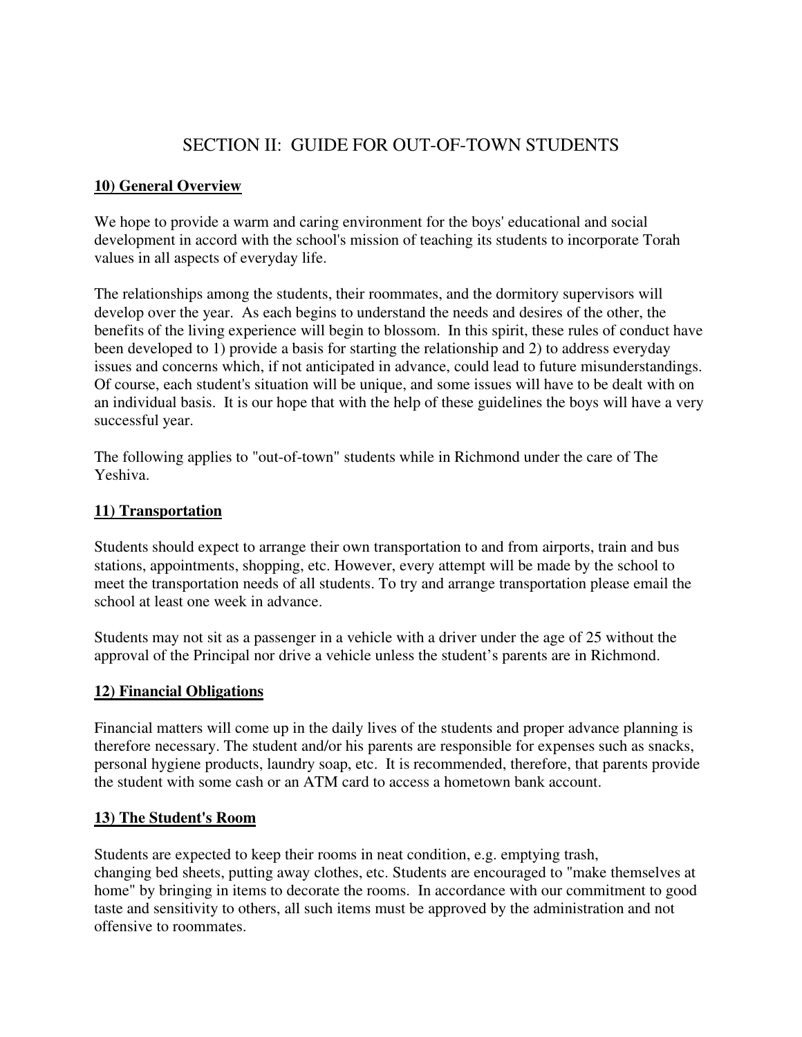# SECTION II: GUIDE FOR OUT-OF-TOWN STUDENTS

## 10) General Overview

We hope to provide a warm and caring environment for the boys' educational and social development in accord with the school's mission of teaching its students to incorporate Torah values in all aspects of everyday life.

The relationships among the students, their roommates, and the dormitory supervisors will develop over the year. As each begins to understand the needs and desires of the other, the benefits of the living experience will begin to blossom. In this spirit, these rules of conduct have been developed to 1) provide a basis for starting the relationship and 2) to address everyday issues and concerns which, if not anticipated in advance, could lead to future misunderstandings. Of course, each student's situation will be unique, and some issues will have to be dealt with on an individual basis. It is our hope that with the help of these guidelines the boys will have a very successful year.

The following applies to "out-of-town" students while in Richmond under the care of The Yeshiva.

## 11) Transportation

Students should expect to arrange their own transportation to and from airports, train and bus stations, appointments, shopping, etc. However, every attempt will be made by the school to meet the transportation needs of all students. To try and arrange transportation please email the school at least one week in advance.

Students may not sit as a passenger in a vehicle with a driver under the age of 25 without the approval of the Principal nor drive a vehicle unless the student's parents are in Richmond.

## 12) Financial Obligations

Financial matters will come up in the daily lives of the students and proper advance planning is therefore necessary. The student and/or his parents are responsible for expenses such as snacks, personal hygiene products, laundry soap, etc. It is recommended, therefore, that parents provide the student with some cash or an ATM card to access a hometown bank account.

## 13) The Student's Room

Students are expected to keep their rooms in neat condition, e.g. emptying trash, changing bed sheets, putting away clothes, etc. Students are encouraged to "make themselves at home" by bringing in items to decorate the rooms. In accordance with our commitment to good taste and sensitivity to others, all such items must be approved by the administration and not offensive to roommates.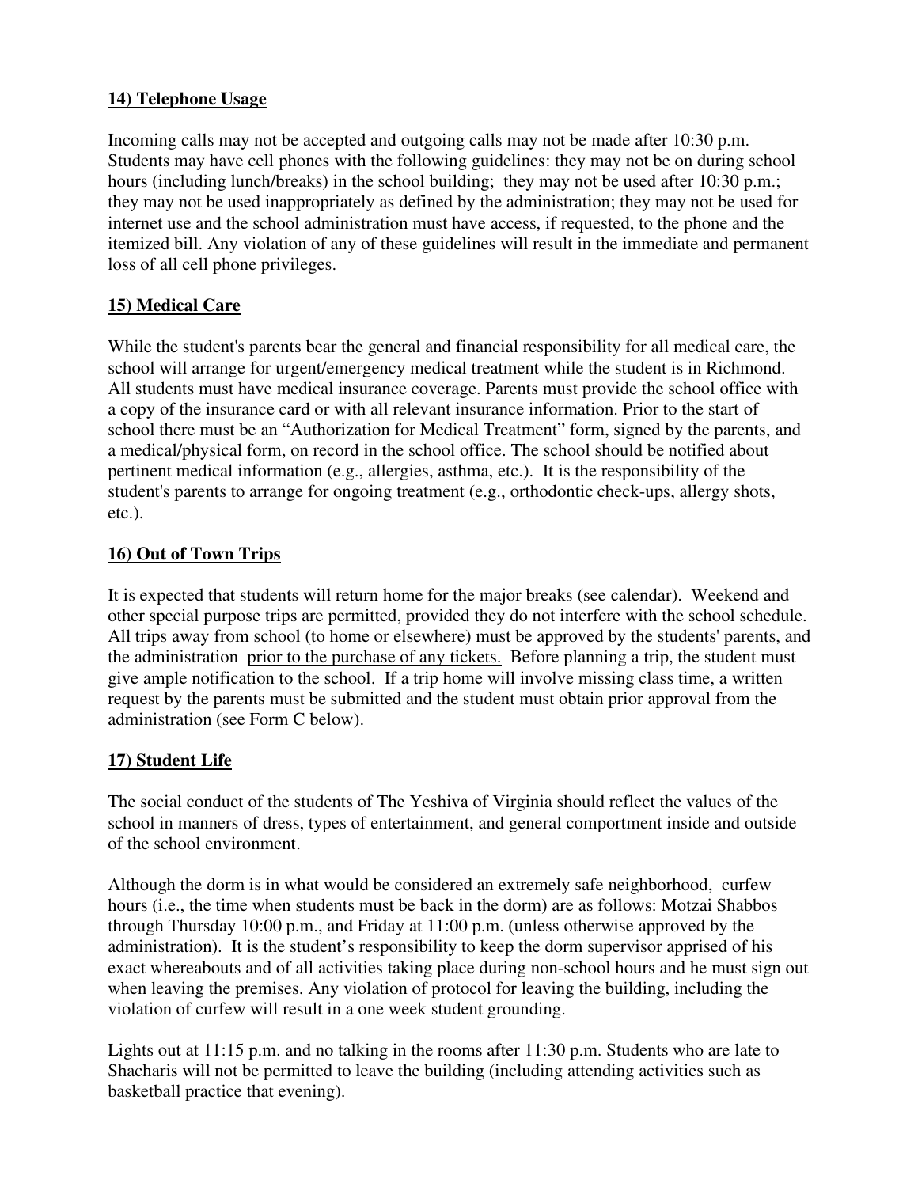## **14) Telephone Usage**

Incoming calls may not be accepted and outgoing calls may not be made after 10:30 p.m. Students may have cell phones with the following guidelines: they may not be on during school hours (including lunch/breaks) in the school building; they may not be used after 10:30 p.m.; they may not be used inappropriately as defined by the administration; they may not be used for internet use and the school administration must have access, if requested, to the phone and the itemized bill. Any violation of any of these guidelines will result in the immediate and permanent loss of all cell phone privileges.

## **15) Medical Care**

While the student's parents bear the general and financial responsibility for all medical care, the school will arrange for urgent/emergency medical treatment while the student is in Richmond. All students must have medical insurance coverage. Parents must provide the school office with a copy of the insurance card or with all relevant insurance information. Prior to the start of school there must be an "Authorization for Medical Treatment" form, signed by the parents, and a medical/physical form, on record in the school office. The school should be notified about pertinent medical information (e.g., allergies, asthma, etc.). It is the responsibility of the student's parents to arrange for ongoing treatment (e.g., orthodontic check-ups, allergy shots, etc.).

## **16) Out of Town Trips**

It is expected that students will return home for the major breaks (see calendar). Weekend and other special purpose trips are permitted, provided they do not interfere with the school schedule. All trips away from school (to home or elsewhere) must be approved by the students' parents, and the administration prior to the purchase of any tickets. Before planning a trip, the student must give ample notification to the school. If a trip home will involve missing class time, a written request by the parents must be submitted and the student must obtain prior approval from the administration (see Form C below).

## **17) Student Life**

The social conduct of the students of The Yeshiva of Virginia should reflect the values of the school in manners of dress, types of entertainment, and general comportment inside and outside of the school environment.

Although the dorm is in what would be considered an extremely safe neighborhood, curfew hours (i.e., the time when students must be back in the dorm) are as follows: Motzai Shabbos through Thursday 10:00 p.m., and Friday at 11:00 p.m. (unless otherwise approved by the administration). It is the student's responsibility to keep the dorm supervisor apprised of his exact whereabouts and of all activities taking place during non-school hours and he must sign out when leaving the premises. Any violation of protocol for leaving the building, including the violation of curfew will result in a one week student grounding.

Lights out at 11:15 p.m. and no talking in the rooms after 11:30 p.m. Students who are late to Shacharis will not be permitted to leave the building (including attending activities such as basketball practice that evening).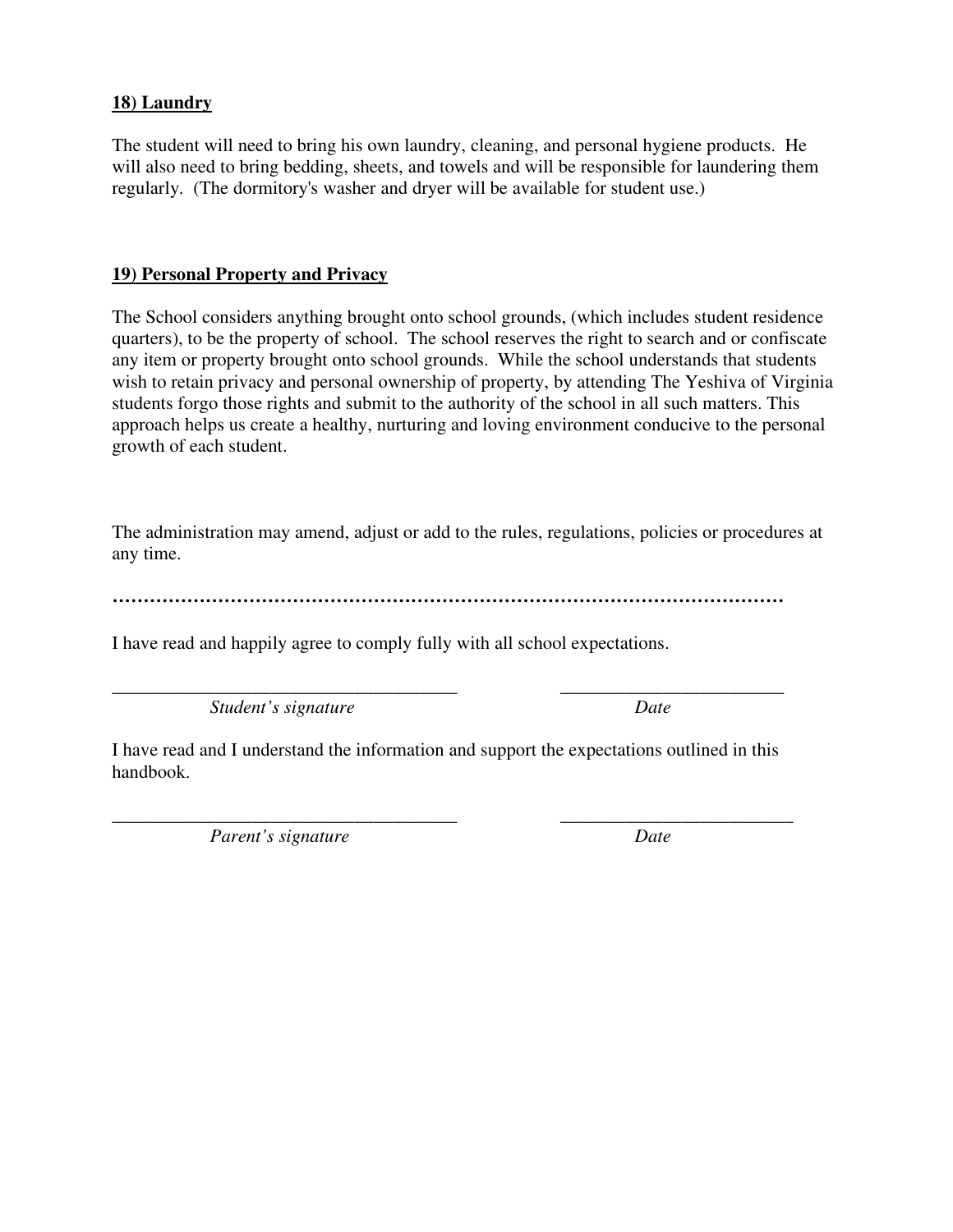**18) Laundry**

The student will need to bring his own laundry, cleaning, and personal hygiene products. He will also need to bring bedding, sheets, and towels and will be responsible for laundering them regularly. (The dormitory's washer and dryer will be available for student use.)

**19) Personal Property and Privacy**

The School considers anything brought onto school grounds, (which includes student residence quarters), to be the property of school. The school reserves the right to search and or confiscate any item or property brought onto school grounds. While the school understands that students wish to retain privacy and personal ownership of property, by attending The Yeshiva of Virginia students forgo those rights and submit to the authority of the school in all such matters. This approach helps us create a healthy, nurturing and loving environment conducive to the personal growth of each student.

The administration may amend, adjust or add to the rules, regulations, policies or procedures at any time.

…………………………………………………………………………………………………

I have read and happily agree to comply fully with all school expectations.

______________________________________ ________________________

*Student's signature* *Date*

I have read and I understand the information and support the expectations outlined in this handbook.

______________________________________ _________________________

*Parent's signature* *Date*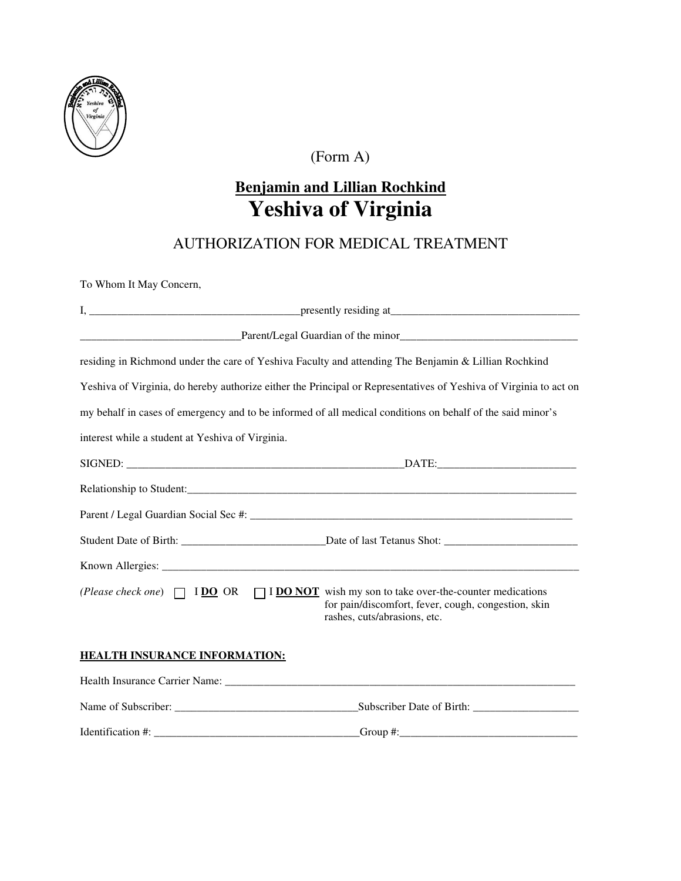(Form A)

## Benjamin and Lillian Rochkind

# Yeshiva of Virginia

## AUTHORIZATION FOR MEDICAL TREATMENT

To Whom It May Concern,

I, _____________________________________presently residing at__________________________________

____________________________Parent/Legal Guardian of the minor________________________________

residing in Richmond under the care of Yeshiva Faculty and attending The Benjamin & Lillian Rochkind Yeshiva of Virginia, do hereby authorize either the Principal or Representatives of Yeshiva of Virginia to act on my behalf in cases of emergency and to be informed of all medical conditions on behalf of the said minor's interest while a student at Yeshiva of Virginia.

SIGNED: ___________________________________________________DATE:_________________________

Relationship to Student:__________________________________________________________________________

Parent / Legal Guardian Social Sec #: _____________________________________________________________

Student Date of Birth: __________________________Date of last Tetanus Shot: ________________________

Known Allergies: ______________________________________________________________________________

(*Please check one*) ☐ I **DO** OR ☐ I **DO NOT** wish my son to take over-the-counter medications for pain/discomfort, fever, cough, congestion, skin rashes, cuts/abrasions, etc.

**HEALTH INSURANCE INFORMATION:**

Health Insurance Carrier Name: _________________________________________________________________

Name of Subscriber: ________________________________Subscriber Date of Birth: ___________________

Identification #: ____________________________________Group #:_______________________________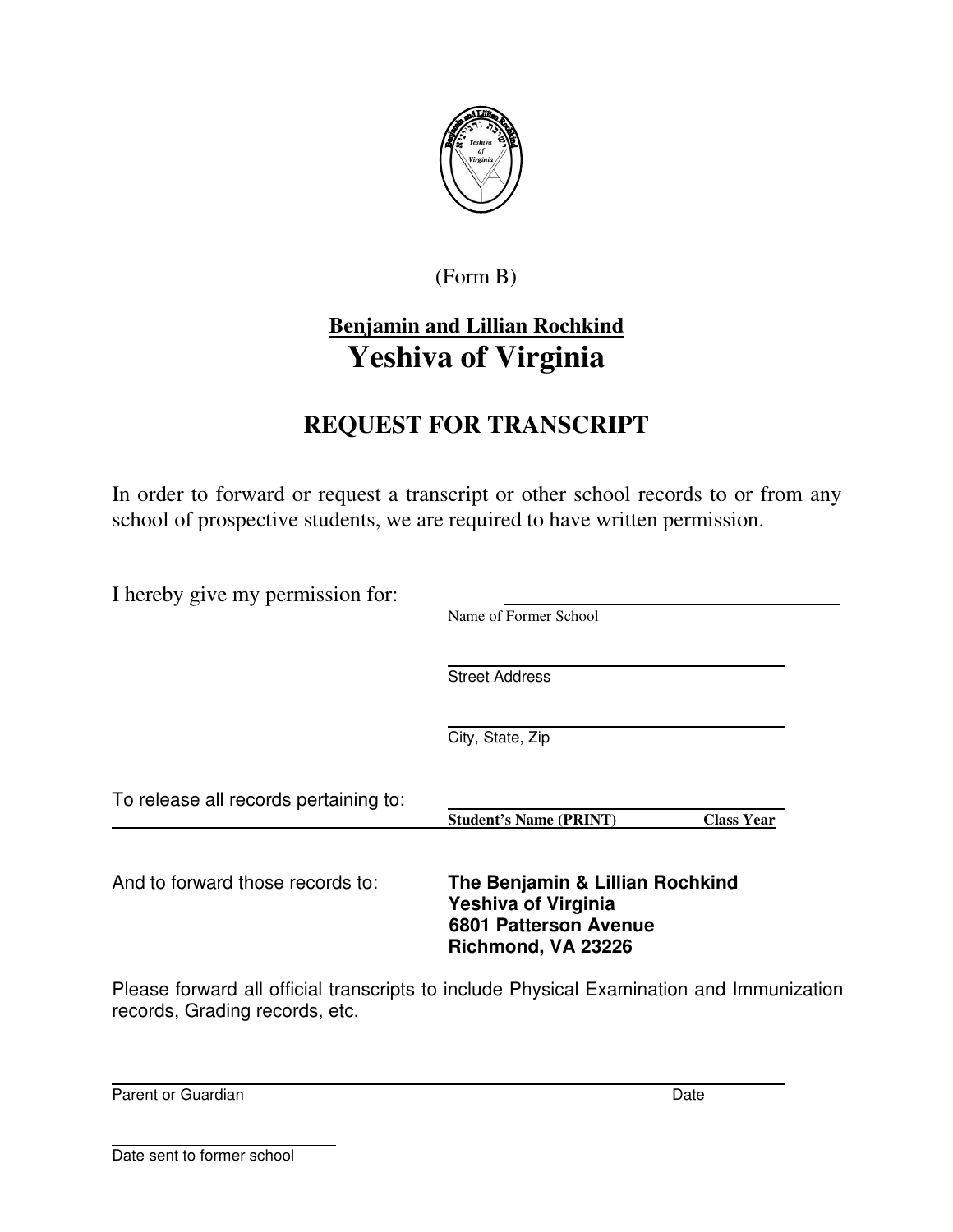(Form B)

**Benjamin and Lillian Rochkind**

# Yeshiva of Virginia

## REQUEST FOR TRANSCRIPT

In order to forward or request a transcript or other school records to or from any school of prospective students, we are required to have written permission.

I hereby give my permission for: ______________________________

Name of Former School

______________________________

Street Address

______________________________

City, State, Zip

To release all records pertaining to: ______________________________

**Student's Name (PRINT)** **Class Year**

And to forward those records to:

**The Benjamin & Lillian Rochkind**
**Yeshiva of Virginia**
**6801 Patterson Avenue**
**Richmond, VA 23226**

Please forward all official transcripts to include Physical Examination and Immunization records, Grading records, etc.

______________________________

Parent or Guardian Date

______________________________

Date sent to former school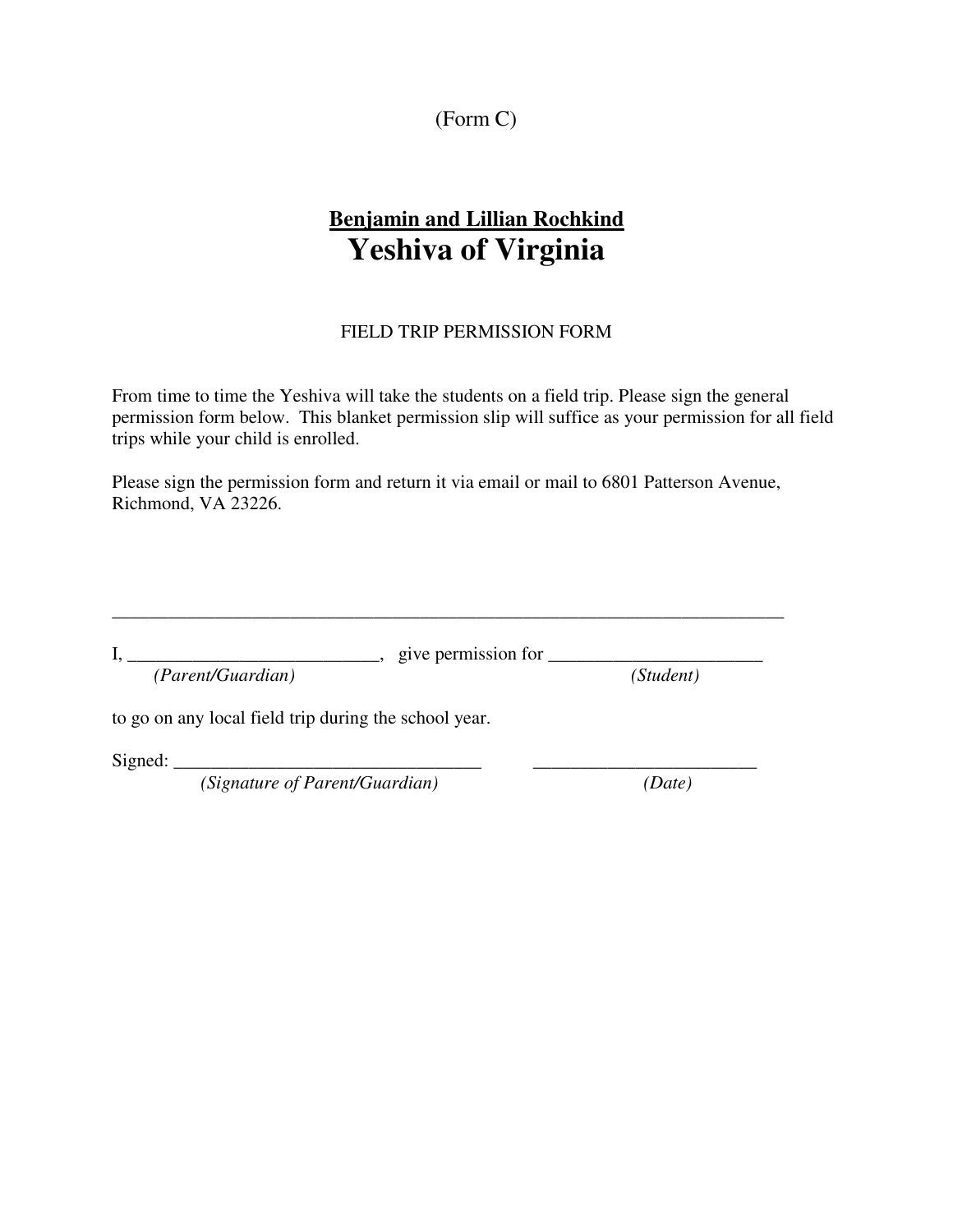(Form C)

## Benjamin and Lillian Rochkind

# Yeshiva of Virginia

FIELD TRIP PERMISSION FORM

From time to time the Yeshiva will take the students on a field trip. Please sign the general permission form below. This blanket permission slip will suffice as your permission for all field trips while your child is enrolled.

Please sign the permission form and return it via email or mail to 6801 Patterson Avenue, Richmond, VA 23226.

_________________________________________________________________________

I, ___________________________, give permission for _______________________
*(Parent/Guardian)* *(Student)*

to go on any local field trip during the school year.

Signed: _________________________________ _______________________
*(Signature of Parent/Guardian)* *(Date)*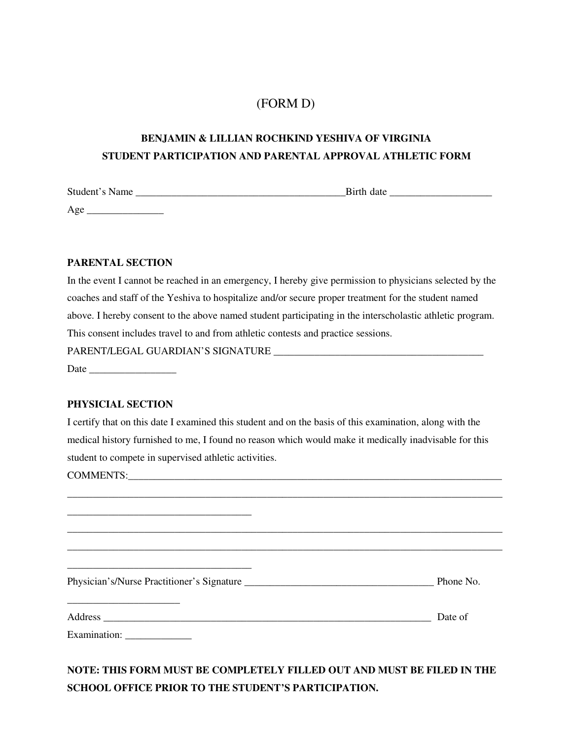(FORM D)

**BENJAMIN & LILLIAN ROCHKIND YESHIVA OF VIRGINIA**
**STUDENT PARTICIPATION AND PARENTAL APPROVAL ATHLETIC FORM**

Student's Name _________________________________________Birth date ____________________
Age _______________

**PARENTAL SECTION**

In the event I cannot be reached in an emergency, I hereby give permission to physicians selected by the coaches and staff of the Yeshiva to hospitalize and/or secure proper treatment for the student named above. I hereby consent to the above named student participating in the interscholastic athletic program. This consent includes travel to and from athletic contests and practice sessions.

PARENT/LEGAL GUARDIAN'S SIGNATURE _________________________________________
Date _________________

**PHYSICIAL SECTION**

I certify that on this date I examined this student and on the basis of this examination, along with the medical history furnished to me, I found no reason which would make it medically inadvisable for this student to compete in supervised athletic activities.

COMMENTS:___________________________________________________________________________
_____________________________________________________________________________________
____________________________________
_____________________________________________________________________________________
_____________________________________________________________________________________
____________________________________

Physician's/Nurse Practitioner's Signature _____________________________________ Phone No. ______________________

Address ____________________________________________________________________ Date of Examination: _____________

**NOTE: THIS FORM MUST BE COMPLETELY FILLED OUT AND MUST BE FILED IN THE SCHOOL OFFICE PRIOR TO THE STUDENT'S PARTICIPATION.**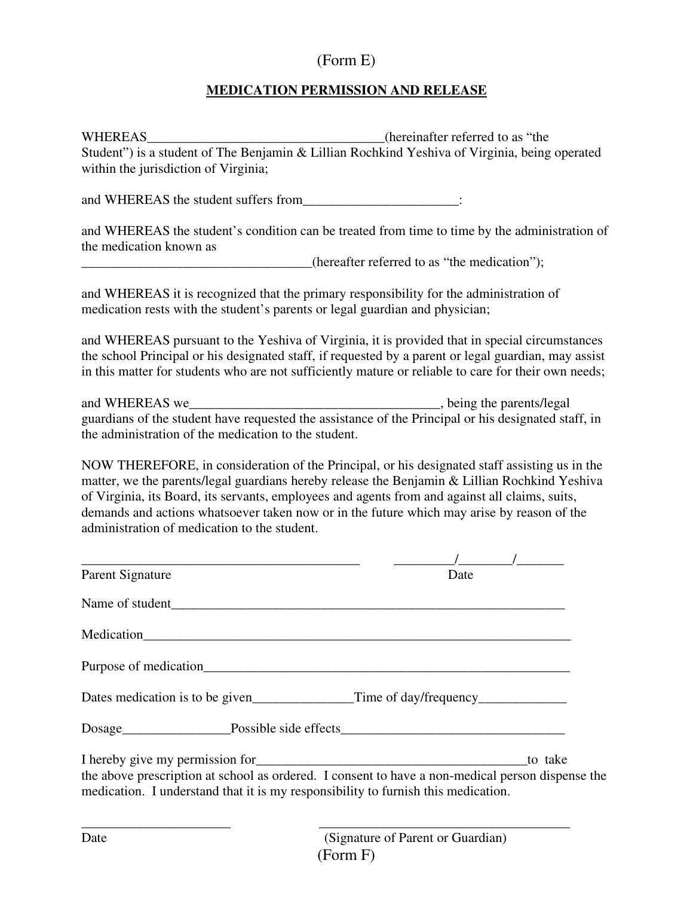(Form E)

**MEDICATION PERMISSION AND RELEASE**

WHEREAS___________________________________(hereinafter referred to as "the Student") is a student of The Benjamin & Lillian Rochkind Yeshiva of Virginia, being operated within the jurisdiction of Virginia;

and WHEREAS the student suffers from______________________:

and WHEREAS the student's condition can be treated from time to time by the administration of the medication known as __________________________________(hereafter referred to as "the medication");

and WHEREAS it is recognized that the primary responsibility for the administration of medication rests with the student's parents or legal guardian and physician;

and WHEREAS pursuant to the Yeshiva of Virginia, it is provided that in special circumstances the school Principal or his designated staff, if requested by a parent or legal guardian, may assist in this matter for students who are not sufficiently mature or reliable to care for their own needs;

and WHEREAS we_____________________________________, being the parents/legal guardians of the student have requested the assistance of the Principal or his designated staff, in the administration of the medication to the student.

NOW THEREFORE, in consideration of the Principal, or his designated staff assisting us in the matter, we the parents/legal guardians hereby release the Benjamin & Lillian Rochkind Yeshiva of Virginia, its Board, its servants, employees and agents from and against all claims, suits, demands and actions whatsoever taken now or in the future which may arise by reason of the administration of medication to the student.

__________________________________________ _________/________/_______

Parent Signature Date

Name of student___________________________________________________________

Medication_________________________________________________________________

Purpose of medication______________________________________________________

Dates medication is to be given_______________Time of day/frequency_____________

Dosage________________Possible side effects_________________________________

I hereby give my permission for__________________________________________to take the above prescription at school as ordered. I consent to have a non-medical person dispense the medication. I understand that it is my responsibility to furnish this medication.

______________________ ______________________________________

Date (Signature of Parent or Guardian)

(Form F)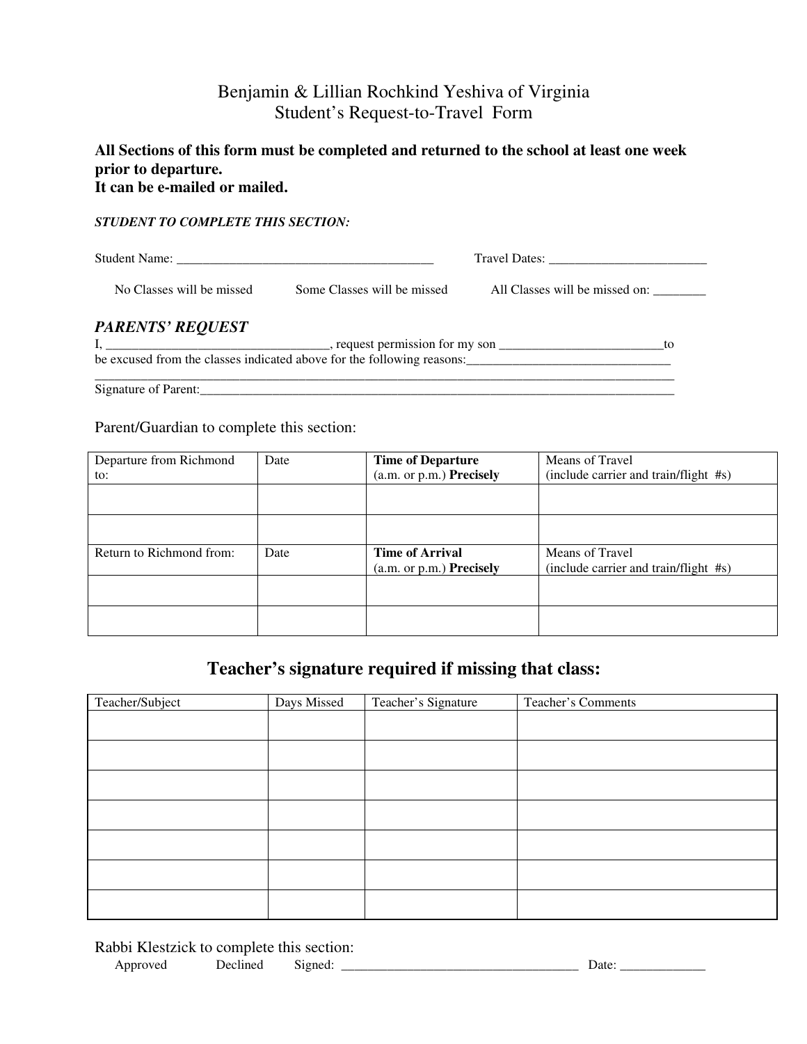# Benjamin & Lillian Rochkind Yeshiva of Virginia
## Student's Request-to-Travel Form

**All Sections of this form must be completed and returned to the school at least one week prior to departure.**
**It can be e-mailed or mailed.**

***STUDENT TO COMPLETE THIS SECTION:***

Student Name: _______________________________________ Travel Dates: ________________________

No Classes will be missed  Some Classes will be missed  All Classes will be missed on: ________

### *PARENTS' REQUEST*

I, _________________________________, request permission for my son _________________________to be excused from the classes indicated above for the following reasons:_______________________________
_______________________________________________________________________________________________
Signature of Parent:_____________________________________________________________________________

Parent/Guardian to complete this section:

| Departure from Richmond to: | Date | **Time of Departure** (a.m. or p.m.) **Precisely** | Means of Travel (include carrier and train/flight #s) |
|---|---|---|---|
| | | | |
| | | | |
| Return to Richmond from: | Date | **Time of Arrival** (a.m. or p.m.) **Precisely** | Means of Travel (include carrier and train/flight #s) |
| | | | |
| | | | |

## Teacher's signature required if missing that class:

| Teacher/Subject | Days Missed | Teacher's Signature | Teacher's Comments |
|---|---|---|---|
| | | | |
| | | | |
| | | | |
| | | | |
| | | | |
| | | | |
| | | | |

Rabbi Klestzick to complete this section:

Approved  Declined  Signed: ____________________________________ Date: _____________